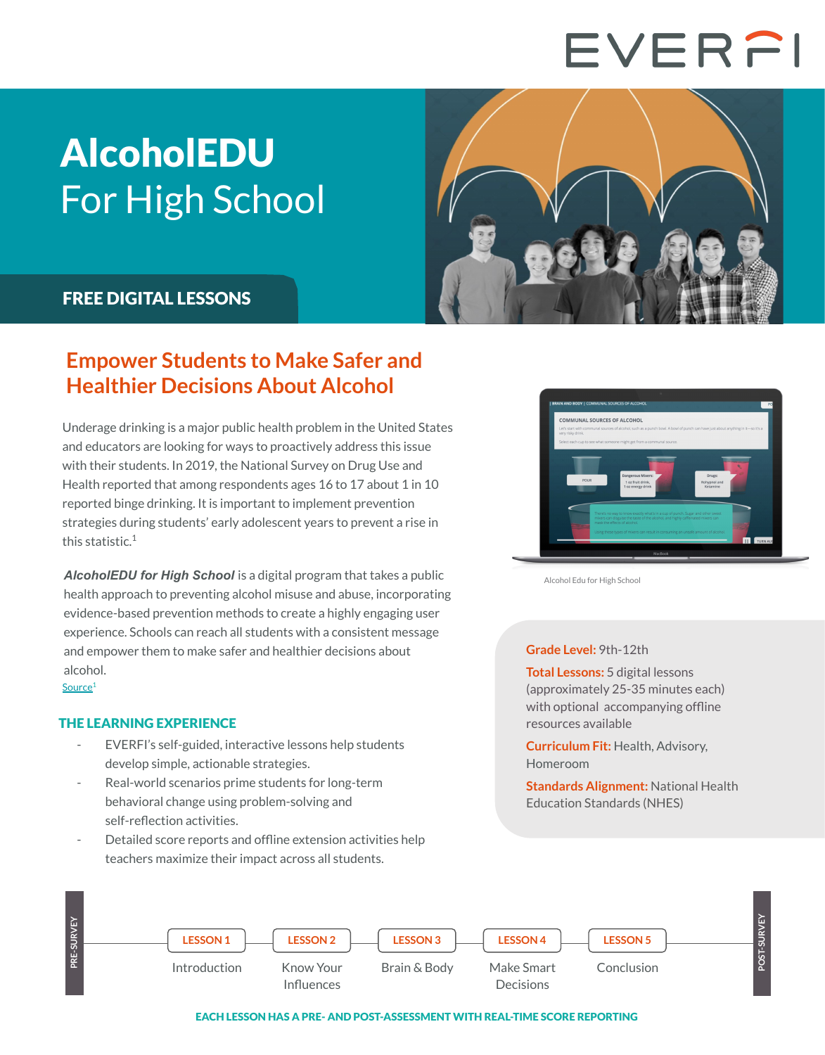EVERFI

# AlcoholEDU For High School

**FREE DIGITAL LESSONS**

## Empower Students to Make Safer and Healthier Decisions About Alcohol

Underage drinking is a major public health problem in the United States and educators are looking for ways to proactively address this issue with their students. In 2019, the National Survey on Drug Use and Health reported that among respondents ages 16 to 17 about 1 in 10 reported binge drinking. It is important to implement prevention strategies during students' early adolescent years to prevent a rise in this statistic.[1]

***AlcoholEDU for High School*** is a digital program that takes a public health approach to preventing alcohol misuse and abuse, incorporating evidence-based prevention methods to create a highly engaging user experience. Schools can reach all students with a consistent message and empower them to make safer and healthier decisions about alcohol.

Source[1]

Alcohol Edu for High School

**Grade Level:** 9th-12th

**Total Lessons:** 5 digital lessons (approximately 25-35 minutes each) with optional accompanying offline resources available

**Curriculum Fit:** Health, Advisory, Homeroom

**Standards Alignment:** National Health Education Standards (NHES)

### THE LEARNING EXPERIENCE

- EVERFI's self-guided, interactive lessons help students develop simple, actionable strategies.
- Real-world scenarios prime students for long-term behavioral change using problem-solving and self-reflection activities.
- Detailed score reports and offline extension activities help teachers maximize their impact across all students.

PRE-SURVEY

- LESSON 1: Introduction
- LESSON 2: Know Your Influences
- LESSON 3: Brain & Body
- LESSON 4: Make Smart Decisions
- LESSON 5: Conclusion

POST-SURVEY

**EACH LESSON HAS A PRE- AND POST-ASSESSMENT WITH REAL-TIME SCORE REPORTING**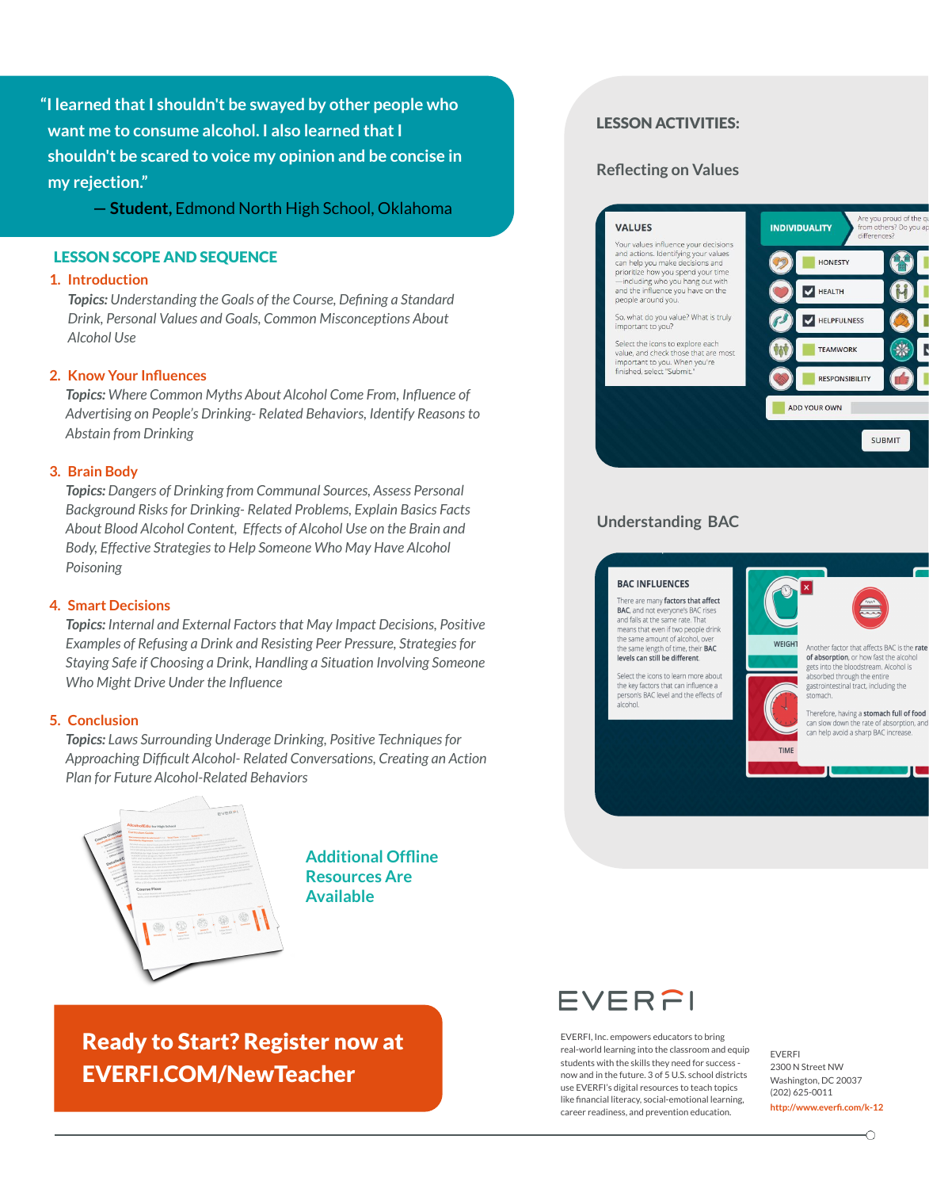> "I learned that I shouldn't be swayed by other people who want me to consume alcohol. I also learned that I shouldn't be scared to voice my opinion and be concise in my rejection."
>
> — **Student,** Edmond North High School, Oklahoma

## LESSON SCOPE AND SEQUENCE

1. **Introduction**

   *Topics: Understanding the Goals of the Course, Defining a Standard Drink, Personal Values and Goals, Common Misconceptions About Alcohol Use*

2. **Know Your Influences**

   *Topics: Where Common Myths About Alcohol Come From, Influence of Advertising on People's Drinking- Related Behaviors, Identify Reasons to Abstain from Drinking*

3. **Brain Body**

   *Topics: Dangers of Drinking from Communal Sources, Assess Personal Background Risks for Drinking- Related Problems, Explain Basics Facts About Blood Alcohol Content, Effects of Alcohol Use on the Brain and Body, Effective Strategies to Help Someone Who May Have Alcohol Poisoning*

4. **Smart Decisions**

   *Topics: Internal and External Factors that May Impact Decisions, Positive Examples of Refusing a Drink and Resisting Peer Pressure, Strategies for Staying Safe if Choosing a Drink, Handling a Situation Involving Someone Who Might Drive Under the Influence*

5. **Conclusion**

   *Topics: Laws Surrounding Underage Drinking, Positive Techniques for Approaching Difficult Alcohol- Related Conversations, Creating an Action Plan for Future Alcohol-Related Behaviors*

**Additional Offline Resources Are Available**

## LESSON ACTIVITIES:

### Reflecting on Values

VALUES

Your values influence your decisions and actions. Identifying your values can help you make decisions and prioritize how you spend your time —including who you hang out with and the influence you have on the people around you.

So, what do you value? What is truly important to you?

Select the icons to explore each value, and check those that are most important to you. When you're finished, select "Submit."

INDIVIDUALITY

Are you proud of the qu... from others? Do you ap... differences?

HONESTY

HEALTH

HELPFULNESS

TEAMWORK

RESPONSIBILITY

ADD YOUR OWN

SUBMIT

### Understanding BAC

BAC INFLUENCES

There are many **factors that affect BAC**, and not everyone's BAC rises and falls at the same rate. That means that even if two people drink the same amount of alcohol, over the same length of time, their **BAC levels can still be different**.

Select the icons to learn more about the key factors that can influence a person's BAC level and the effects of alcohol.

WEIGHT

TIME

Another factor that affects BAC is the **rate of absorption**, or how fast the alcohol gets into the bloodstream. Alcohol is absorbed through the entire gastrointestinal tract, including the stomach.

Therefore, having a **stomach full of food** can slow down the rate of absorption, and can help avoid a sharp BAC increase.

## Ready to Start? Register now at EVERFI.COM/NewTeacher

EVERFI

EVERFI, Inc. empowers educators to bring real-world learning into the classroom and equip students with the skills they need for success - now and in the future. 3 of 5 U.S. school districts use EVERFI's digital resources to teach topics like financial literacy, social-emotional learning, career readiness, and prevention education.

EVERFI
2300 N Street NW
Washington, DC 20037
(202) 625-0011
http://www.everfi.com/k-12